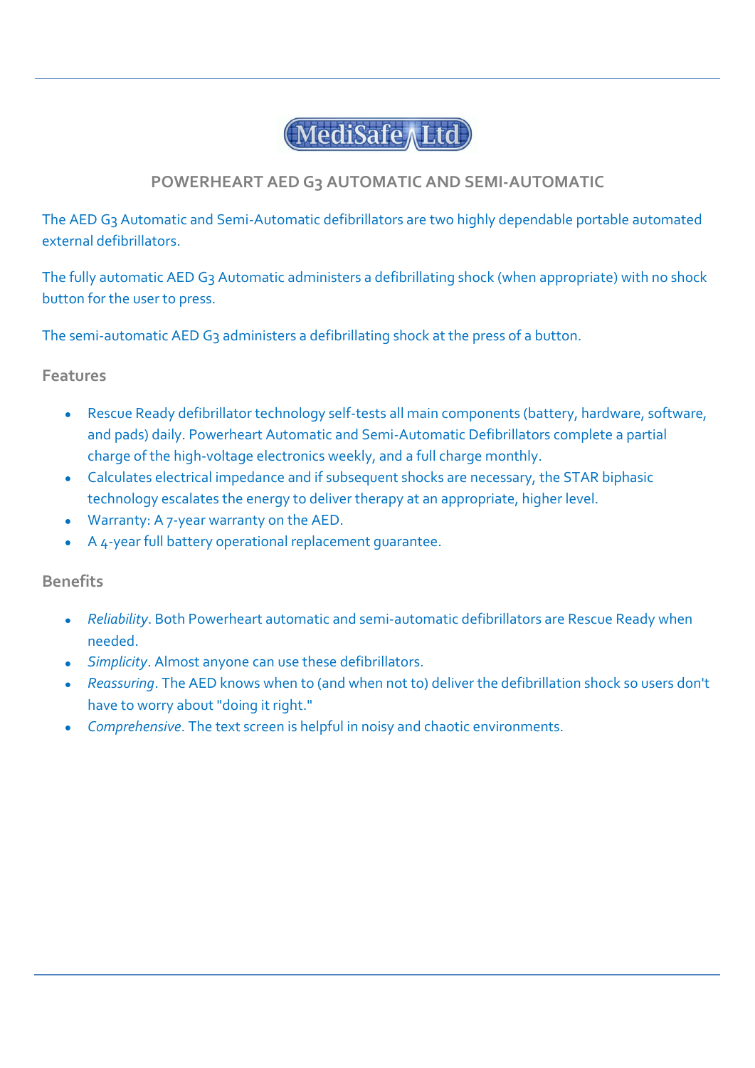MediSafe Ltd

## POWERHEART AED G3 AUTOMATIC AND SEMI-AUTOMATIC

The AED G3 Automatic and Semi-Automatic defibrillators are two highly dependable portable automated external defibrillators.

The fully automatic AED G3 Automatic administers a defibrillating shock (when appropriate) with no shock button for the user to press.

The semi-automatic AED G3 administers a defibrillating shock at the press of a button.

### Features

- Rescue Ready defibrillator technology self-tests all main components (battery, hardware, software, and pads) daily. Powerheart Automatic and Semi-Automatic Defibrillators complete a partial charge of the high-voltage electronics weekly, and a full charge monthly.
- Calculates electrical impedance and if subsequent shocks are necessary, the STAR biphasic technology escalates the energy to deliver therapy at an appropriate, higher level.
- Warranty: A 7-year warranty on the AED.
- A 4-year full battery operational replacement guarantee.

### Benefits

- *Reliability*. Both Powerheart automatic and semi-automatic defibrillators are Rescue Ready when needed.
- *Simplicity*. Almost anyone can use these defibrillators.
- *Reassuring*. The AED knows when to (and when not to) deliver the defibrillation shock so users don't have to worry about "doing it right."
- *Comprehensive*. The text screen is helpful in noisy and chaotic environments.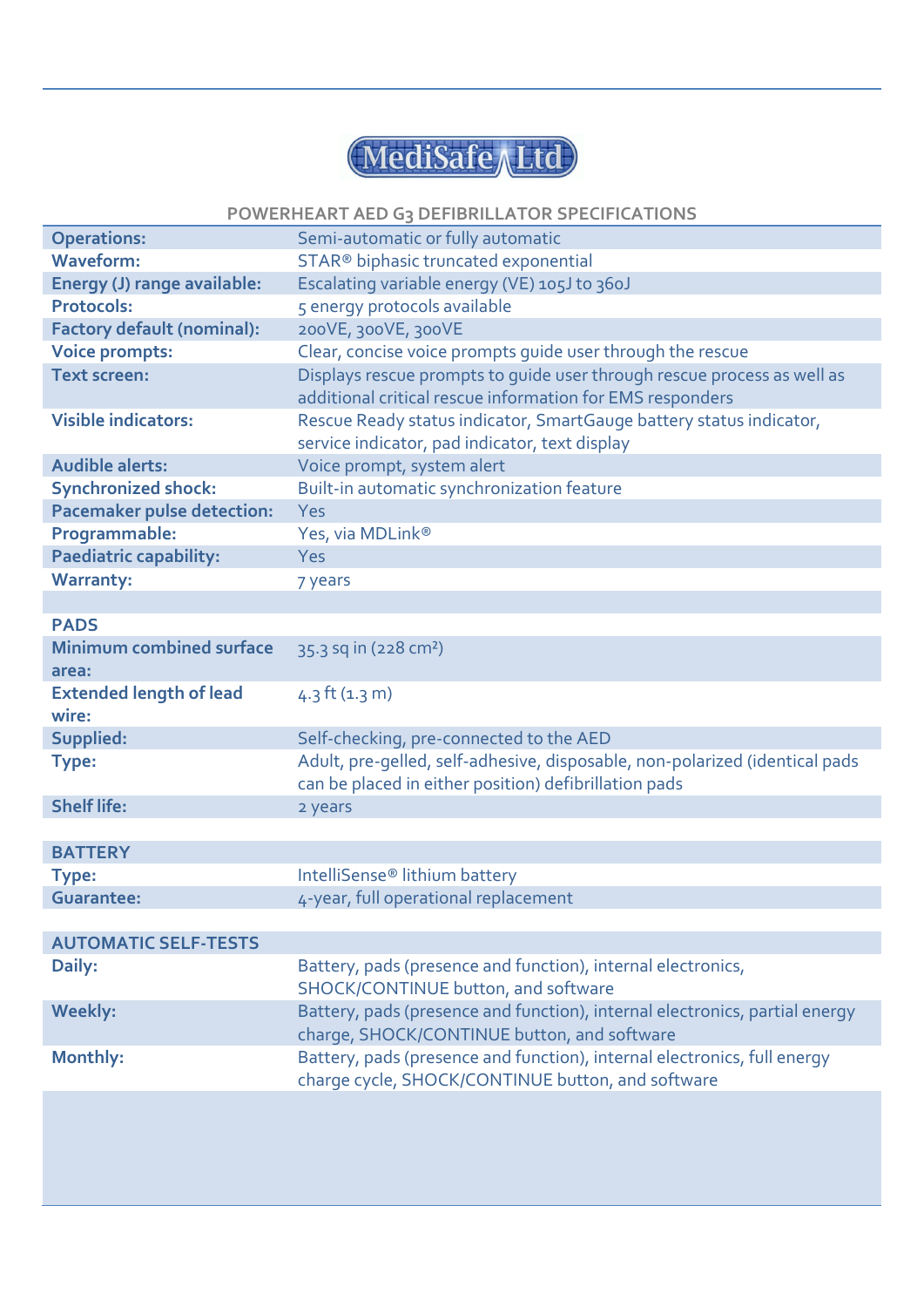MediSafe Ltd

## POWERHEART AED G3 DEFIBRILLATOR SPECIFICATIONS

| | |
|---|---|
| **Operations:** | Semi-automatic or fully automatic |
| **Waveform:** | STAR® biphasic truncated exponential |
| **Energy (J) range available:** | Escalating variable energy (VE) 105J to 360J |
| **Protocols:** | 5 energy protocols available |
| **Factory default (nominal):** | 200VE, 300VE, 300VE |
| **Voice prompts:** | Clear, concise voice prompts guide user through the rescue |
| **Text screen:** | Displays rescue prompts to guide user through rescue process as well as additional critical rescue information for EMS responders |
| **Visible indicators:** | Rescue Ready status indicator, SmartGauge battery status indicator, service indicator, pad indicator, text display |
| **Audible alerts:** | Voice prompt, system alert |
| **Synchronized shock:** | Built-in automatic synchronization feature |
| **Pacemaker pulse detection:** | Yes |
| **Programmable:** | Yes, via MDLink® |
| **Paediatric capability:** | Yes |
| **Warranty:** | 7 years |
| | |
| **PADS** | |
| **Minimum combined surface area:** | 35.3 sq in (228 cm²) |
| **Extended length of lead wire:** | 4.3 ft (1.3 m) |
| **Supplied:** | Self-checking, pre-connected to the AED |
| **Type:** | Adult, pre-gelled, self-adhesive, disposable, non-polarized (identical pads can be placed in either position) defibrillation pads |
| **Shelf life:** | 2 years |
| | |
| **BATTERY** | |
| **Type:** | IntelliSense® lithium battery |
| **Guarantee:** | 4-year, full operational replacement |
| | |
| **AUTOMATIC SELF-TESTS** | |
| **Daily:** | Battery, pads (presence and function), internal electronics, SHOCK/CONTINUE button, and software |
| **Weekly:** | Battery, pads (presence and function), internal electronics, partial energy charge, SHOCK/CONTINUE button, and software |
| **Monthly:** | Battery, pads (presence and function), internal electronics, full energy charge cycle, SHOCK/CONTINUE button, and software |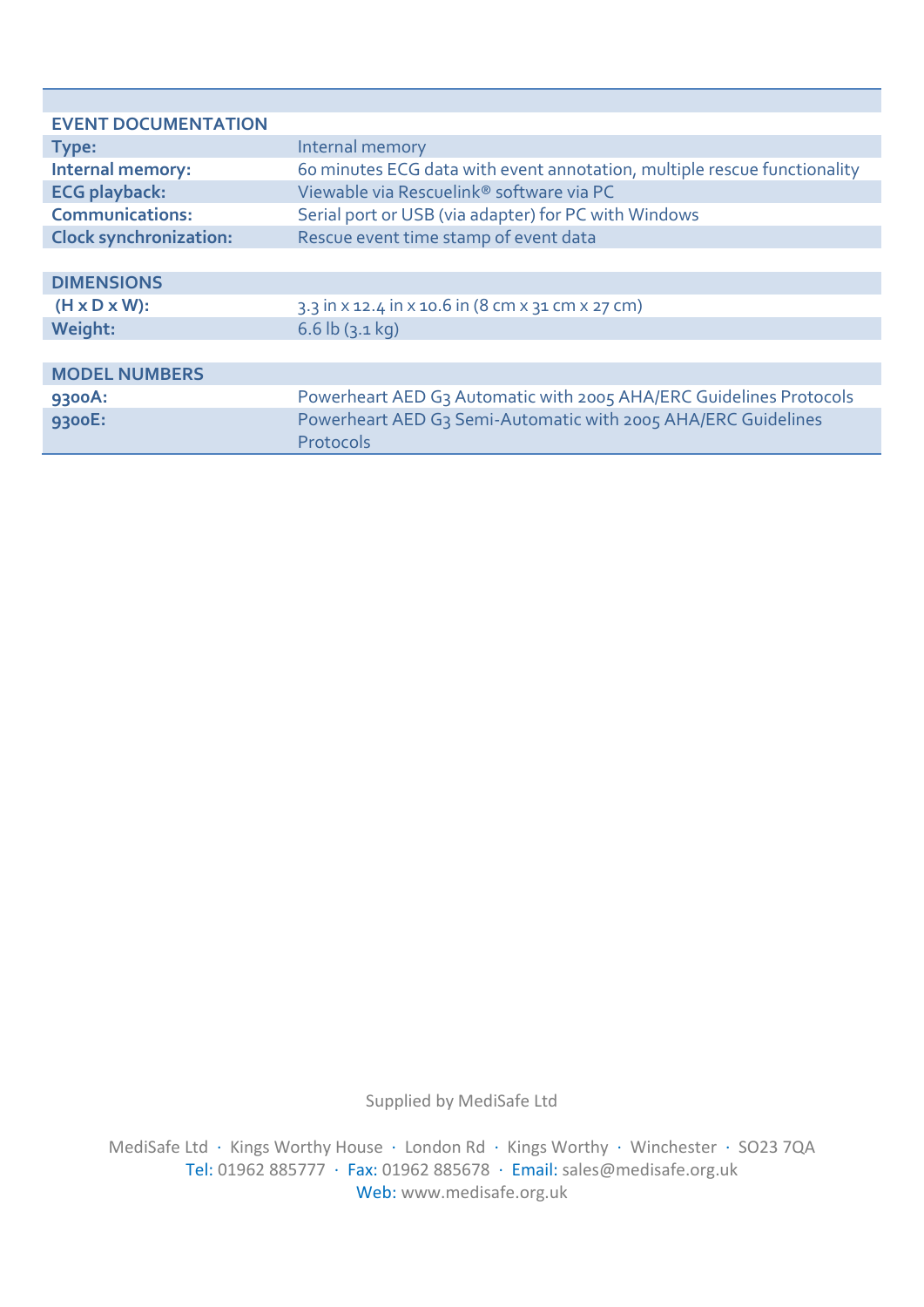| | |
|---|---|
| **EVENT DOCUMENTATION** | |
| **Type:** | Internal memory |
| **Internal memory:** | 60 minutes ECG data with event annotation, multiple rescue functionality |
| **ECG playback:** | Viewable via Rescuelink® software via PC |
| **Communications:** | Serial port or USB (via adapter) for PC with Windows |
| **Clock synchronization:** | Rescue event time stamp of event data |
| | |
| **DIMENSIONS** | |
| **(H x D x W):** | 3.3 in x 12.4 in x 10.6 in (8 cm x 31 cm x 27 cm) |
| **Weight:** | 6.6 lb (3.1 kg) |
| | |
| **MODEL NUMBERS** | |
| **9300A:** | Powerheart AED G3 Automatic with 2005 AHA/ERC Guidelines Protocols |
| **9300E:** | Powerheart AED G3 Semi-Automatic with 2005 AHA/ERC Guidelines Protocols |

Supplied by MediSafe Ltd

MediSafe Ltd · Kings Worthy House · London Rd · Kings Worthy · Winchester · SO23 7QA
Tel: 01962 885777 · Fax: 01962 885678 · Email: sales@medisafe.org.uk
Web: www.medisafe.org.uk